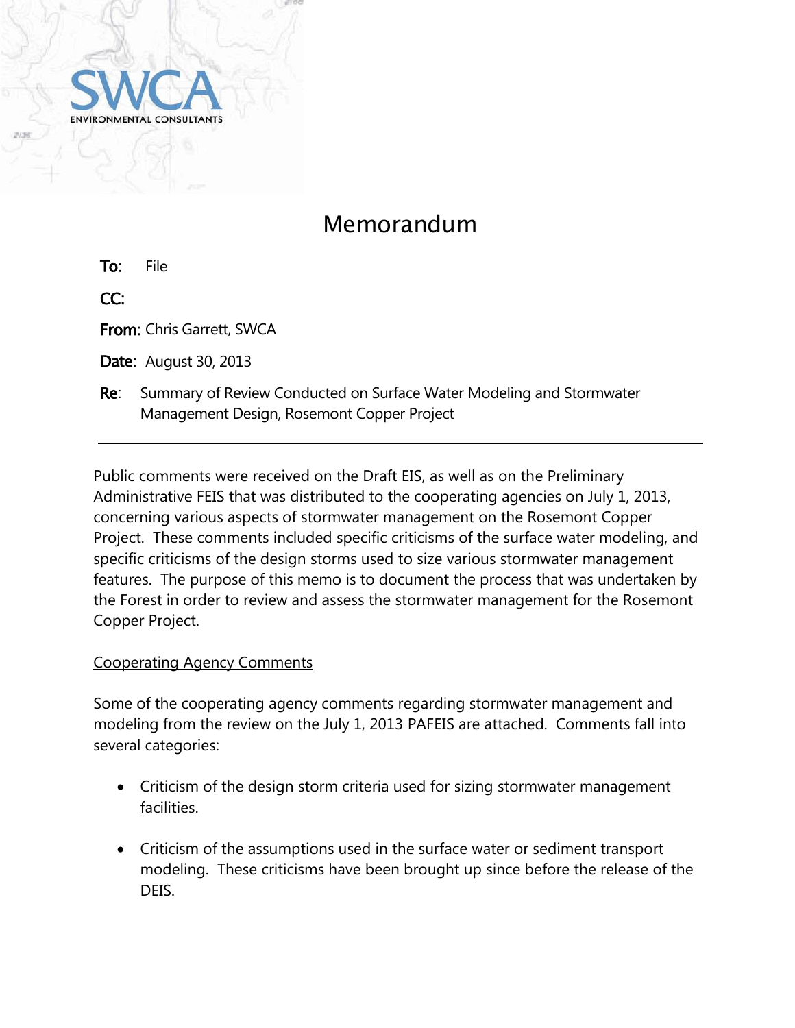SWCA
ENVIRONMENTAL CONSULTANTS

# Memorandum

**To:** File

**CC:**

**From:** Chris Garrett, SWCA

**Date:** August 30, 2013

**Re**: Summary of Review Conducted on Surface Water Modeling and Stormwater Management Design, Rosemont Copper Project

---

Public comments were received on the Draft EIS, as well as on the Preliminary Administrative FEIS that was distributed to the cooperating agencies on July 1, 2013, concerning various aspects of stormwater management on the Rosemont Copper Project. These comments included specific criticisms of the surface water modeling, and specific criticisms of the design storms used to size various stormwater management features. The purpose of this memo is to document the process that was undertaken by the Forest in order to review and assess the stormwater management for the Rosemont Copper Project.

<u>Cooperating Agency Comments</u>

Some of the cooperating agency comments regarding stormwater management and modeling from the review on the July 1, 2013 PAFEIS are attached. Comments fall into several categories:

- Criticism of the design storm criteria used for sizing stormwater management facilities.
- Criticism of the assumptions used in the surface water or sediment transport modeling. These criticisms have been brought up since before the release of the DEIS.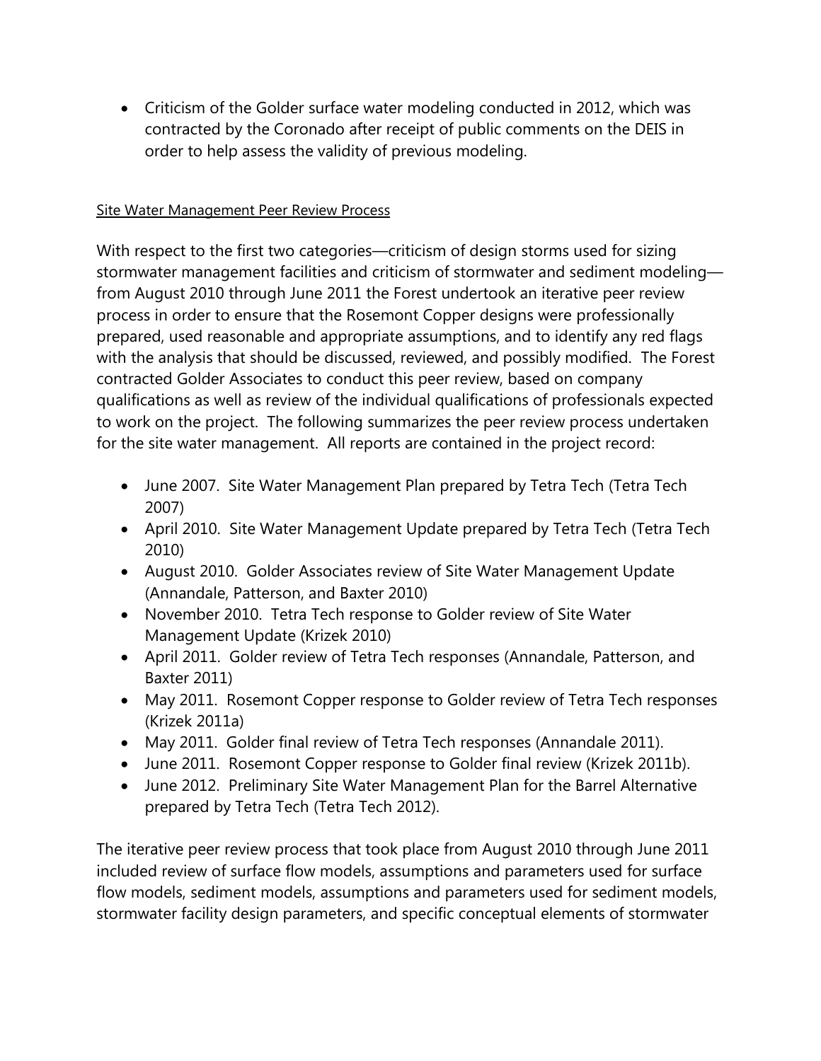- Criticism of the Golder surface water modeling conducted in 2012, which was contracted by the Coronado after receipt of public comments on the DEIS in order to help assess the validity of previous modeling.

<u>Site Water Management Peer Review Process</u>

With respect to the first two categories—criticism of design storms used for sizing stormwater management facilities and criticism of stormwater and sediment modeling—from August 2010 through June 2011 the Forest undertook an iterative peer review process in order to ensure that the Rosemont Copper designs were professionally prepared, used reasonable and appropriate assumptions, and to identify any red flags with the analysis that should be discussed, reviewed, and possibly modified. The Forest contracted Golder Associates to conduct this peer review, based on company qualifications as well as review of the individual qualifications of professionals expected to work on the project. The following summarizes the peer review process undertaken for the site water management. All reports are contained in the project record:

- June 2007. Site Water Management Plan prepared by Tetra Tech (Tetra Tech 2007)
- April 2010. Site Water Management Update prepared by Tetra Tech (Tetra Tech 2010)
- August 2010. Golder Associates review of Site Water Management Update (Annandale, Patterson, and Baxter 2010)
- November 2010. Tetra Tech response to Golder review of Site Water Management Update (Krizek 2010)
- April 2011. Golder review of Tetra Tech responses (Annandale, Patterson, and Baxter 2011)
- May 2011. Rosemont Copper response to Golder review of Tetra Tech responses (Krizek 2011a)
- May 2011. Golder final review of Tetra Tech responses (Annandale 2011).
- June 2011. Rosemont Copper response to Golder final review (Krizek 2011b).
- June 2012. Preliminary Site Water Management Plan for the Barrel Alternative prepared by Tetra Tech (Tetra Tech 2012).

The iterative peer review process that took place from August 2010 through June 2011 included review of surface flow models, assumptions and parameters used for surface flow models, sediment models, assumptions and parameters used for sediment models, stormwater facility design parameters, and specific conceptual elements of stormwater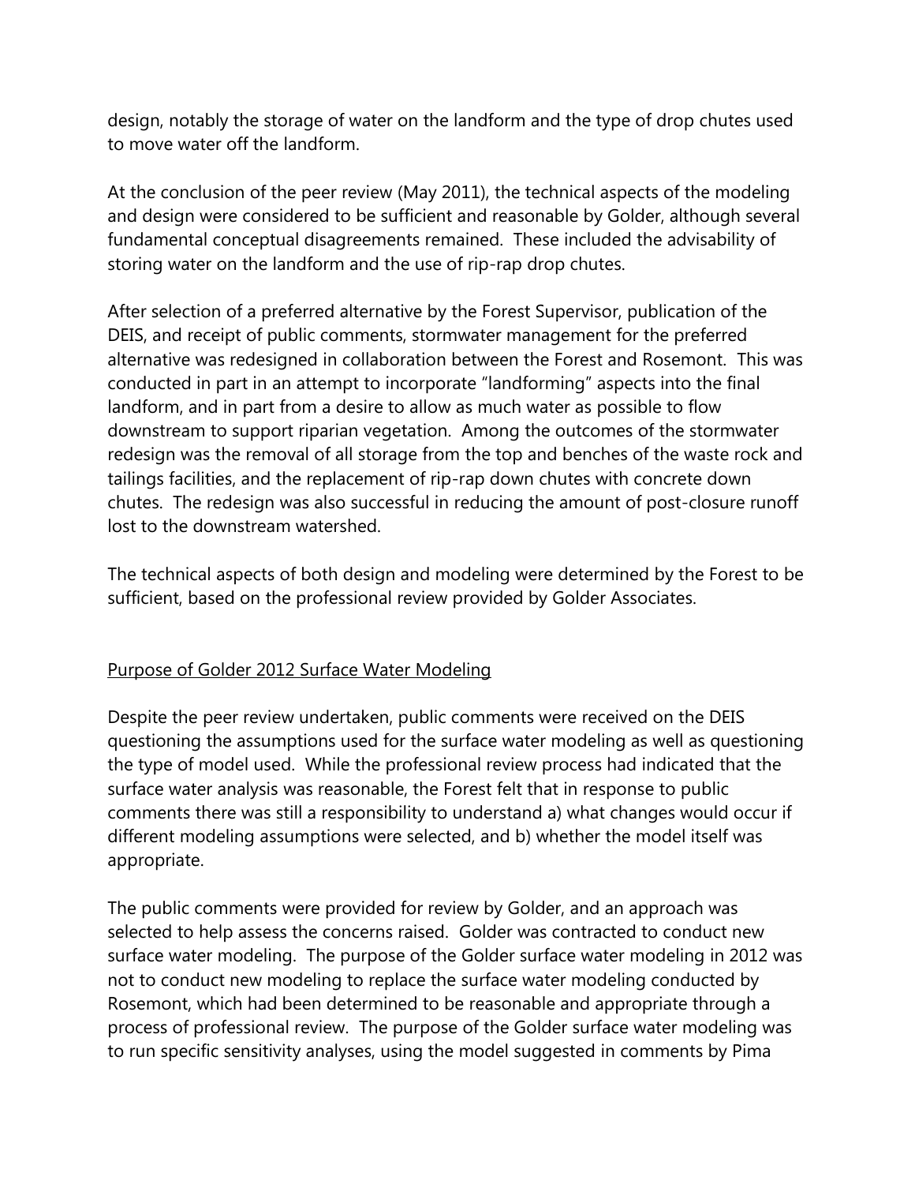design, notably the storage of water on the landform and the type of drop chutes used to move water off the landform.

At the conclusion of the peer review (May 2011), the technical aspects of the modeling and design were considered to be sufficient and reasonable by Golder, although several fundamental conceptual disagreements remained. These included the advisability of storing water on the landform and the use of rip-rap drop chutes.

After selection of a preferred alternative by the Forest Supervisor, publication of the DEIS, and receipt of public comments, stormwater management for the preferred alternative was redesigned in collaboration between the Forest and Rosemont. This was conducted in part in an attempt to incorporate "landforming" aspects into the final landform, and in part from a desire to allow as much water as possible to flow downstream to support riparian vegetation. Among the outcomes of the stormwater redesign was the removal of all storage from the top and benches of the waste rock and tailings facilities, and the replacement of rip-rap down chutes with concrete down chutes. The redesign was also successful in reducing the amount of post-closure runoff lost to the downstream watershed.

The technical aspects of both design and modeling were determined by the Forest to be sufficient, based on the professional review provided by Golder Associates.

<u>Purpose of Golder 2012 Surface Water Modeling</u>

Despite the peer review undertaken, public comments were received on the DEIS questioning the assumptions used for the surface water modeling as well as questioning the type of model used. While the professional review process had indicated that the surface water analysis was reasonable, the Forest felt that in response to public comments there was still a responsibility to understand a) what changes would occur if different modeling assumptions were selected, and b) whether the model itself was appropriate.

The public comments were provided for review by Golder, and an approach was selected to help assess the concerns raised. Golder was contracted to conduct new surface water modeling. The purpose of the Golder surface water modeling in 2012 was not to conduct new modeling to replace the surface water modeling conducted by Rosemont, which had been determined to be reasonable and appropriate through a process of professional review. The purpose of the Golder surface water modeling was to run specific sensitivity analyses, using the model suggested in comments by Pima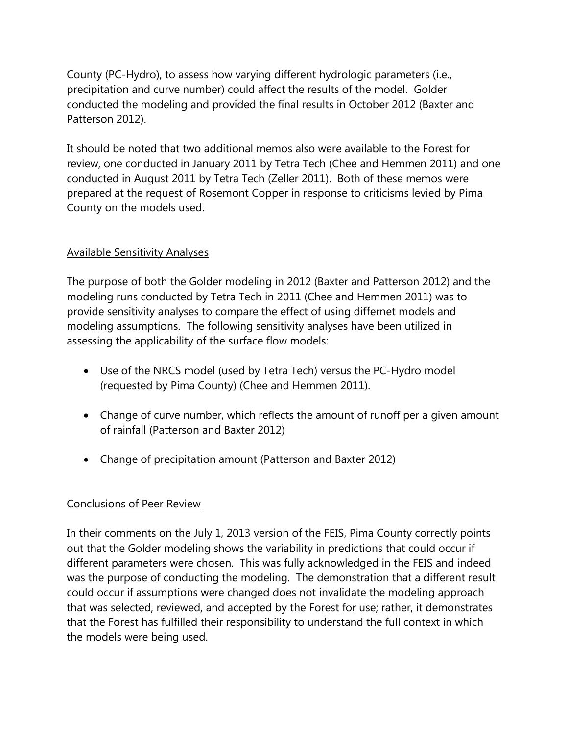County (PC-Hydro), to assess how varying different hydrologic parameters (i.e., precipitation and curve number) could affect the results of the model. Golder conducted the modeling and provided the final results in October 2012 (Baxter and Patterson 2012).

It should be noted that two additional memos also were available to the Forest for review, one conducted in January 2011 by Tetra Tech (Chee and Hemmen 2011) and one conducted in August 2011 by Tetra Tech (Zeller 2011). Both of these memos were prepared at the request of Rosemont Copper in response to criticisms levied by Pima County on the models used.

## Available Sensitivity Analyses

The purpose of both the Golder modeling in 2012 (Baxter and Patterson 2012) and the modeling runs conducted by Tetra Tech in 2011 (Chee and Hemmen 2011) was to provide sensitivity analyses to compare the effect of using differnet models and modeling assumptions. The following sensitivity analyses have been utilized in assessing the applicability of the surface flow models:

- Use of the NRCS model (used by Tetra Tech) versus the PC-Hydro model (requested by Pima County) (Chee and Hemmen 2011).
- Change of curve number, which reflects the amount of runoff per a given amount of rainfall (Patterson and Baxter 2012)
- Change of precipitation amount (Patterson and Baxter 2012)

## Conclusions of Peer Review

In their comments on the July 1, 2013 version of the FEIS, Pima County correctly points out that the Golder modeling shows the variability in predictions that could occur if different parameters were chosen. This was fully acknowledged in the FEIS and indeed was the purpose of conducting the modeling. The demonstration that a different result could occur if assumptions were changed does not invalidate the modeling approach that was selected, reviewed, and accepted by the Forest for use; rather, it demonstrates that the Forest has fulfilled their responsibility to understand the full context in which the models were being used.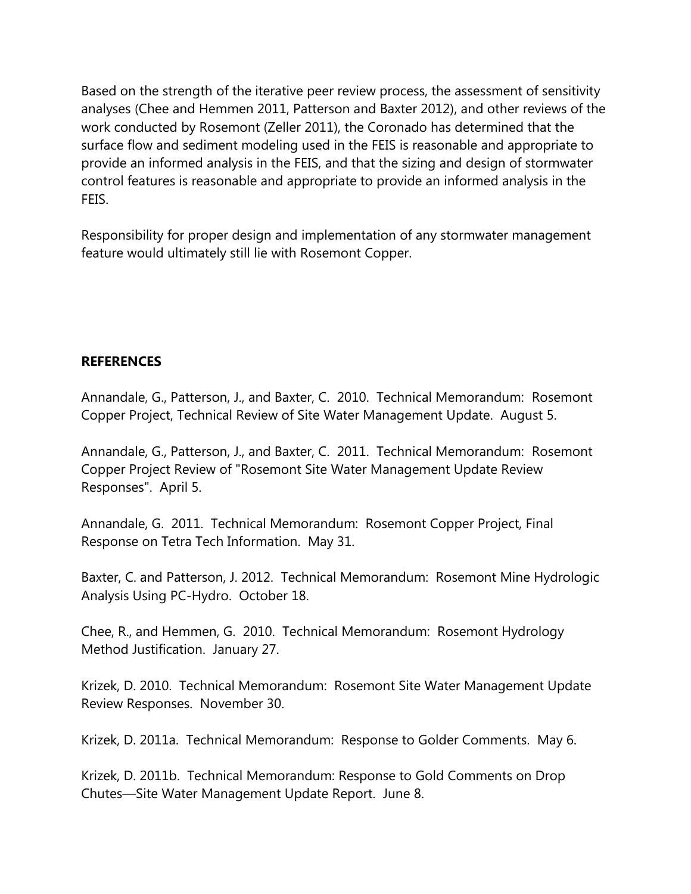Based on the strength of the iterative peer review process, the assessment of sensitivity analyses (Chee and Hemmen 2011, Patterson and Baxter 2012), and other reviews of the work conducted by Rosemont (Zeller 2011), the Coronado has determined that the surface flow and sediment modeling used in the FEIS is reasonable and appropriate to provide an informed analysis in the FEIS, and that the sizing and design of stormwater control features is reasonable and appropriate to provide an informed analysis in the FEIS.

Responsibility for proper design and implementation of any stormwater management feature would ultimately still lie with Rosemont Copper.

## REFERENCES

Annandale, G., Patterson, J., and Baxter, C. 2010. Technical Memorandum: Rosemont Copper Project, Technical Review of Site Water Management Update. August 5.

Annandale, G., Patterson, J., and Baxter, C. 2011. Technical Memorandum: Rosemont Copper Project Review of "Rosemont Site Water Management Update Review Responses". April 5.

Annandale, G. 2011. Technical Memorandum: Rosemont Copper Project, Final Response on Tetra Tech Information. May 31.

Baxter, C. and Patterson, J. 2012. Technical Memorandum: Rosemont Mine Hydrologic Analysis Using PC-Hydro. October 18.

Chee, R., and Hemmen, G. 2010. Technical Memorandum: Rosemont Hydrology Method Justification. January 27.

Krizek, D. 2010. Technical Memorandum: Rosemont Site Water Management Update Review Responses. November 30.

Krizek, D. 2011a. Technical Memorandum: Response to Golder Comments. May 6.

Krizek, D. 2011b. Technical Memorandum: Response to Gold Comments on Drop Chutes—Site Water Management Update Report. June 8.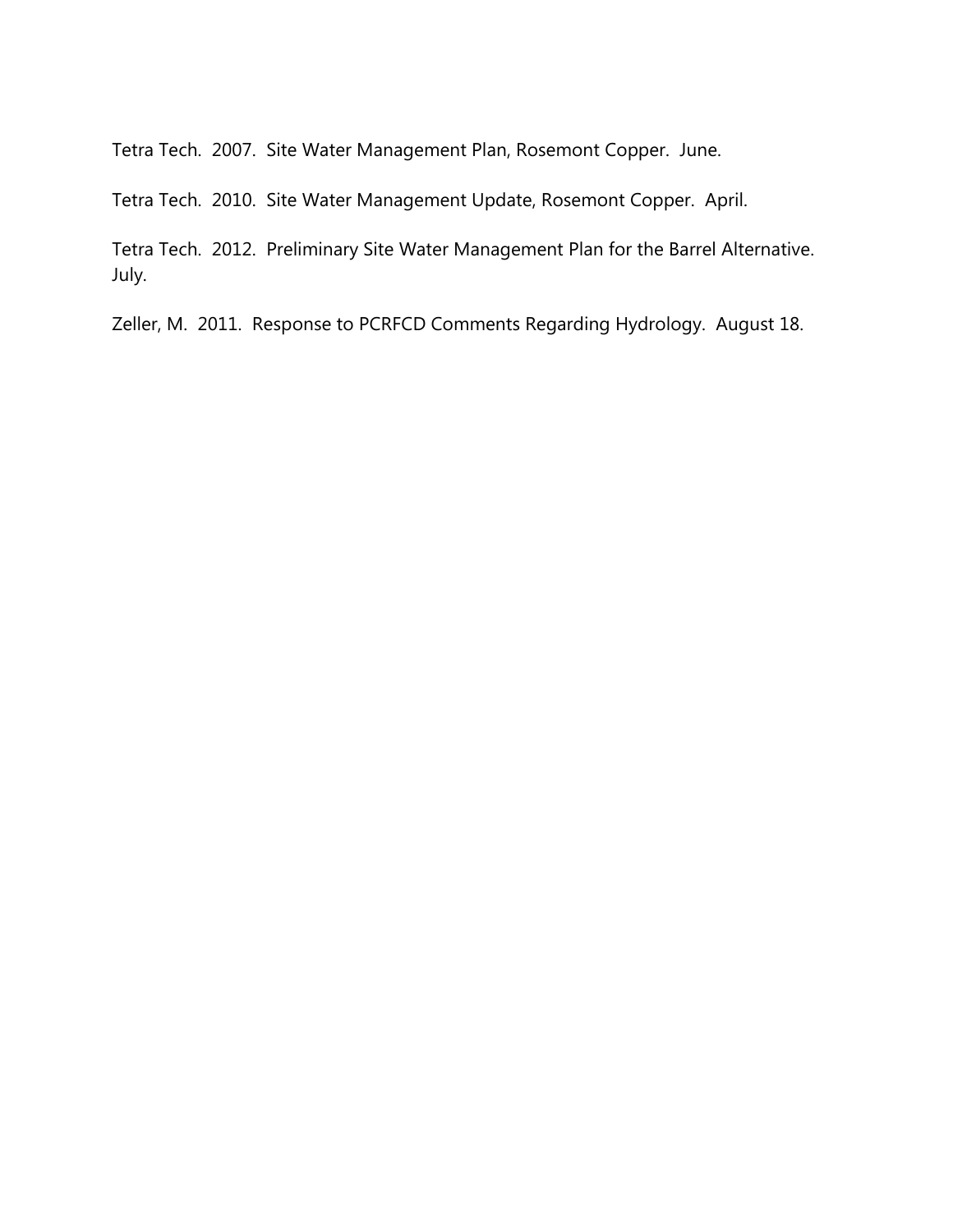Tetra Tech. 2007. Site Water Management Plan, Rosemont Copper. June.

Tetra Tech. 2010. Site Water Management Update, Rosemont Copper. April.

Tetra Tech. 2012. Preliminary Site Water Management Plan for the Barrel Alternative. July.

Zeller, M. 2011. Response to PCRFCD Comments Regarding Hydrology. August 18.